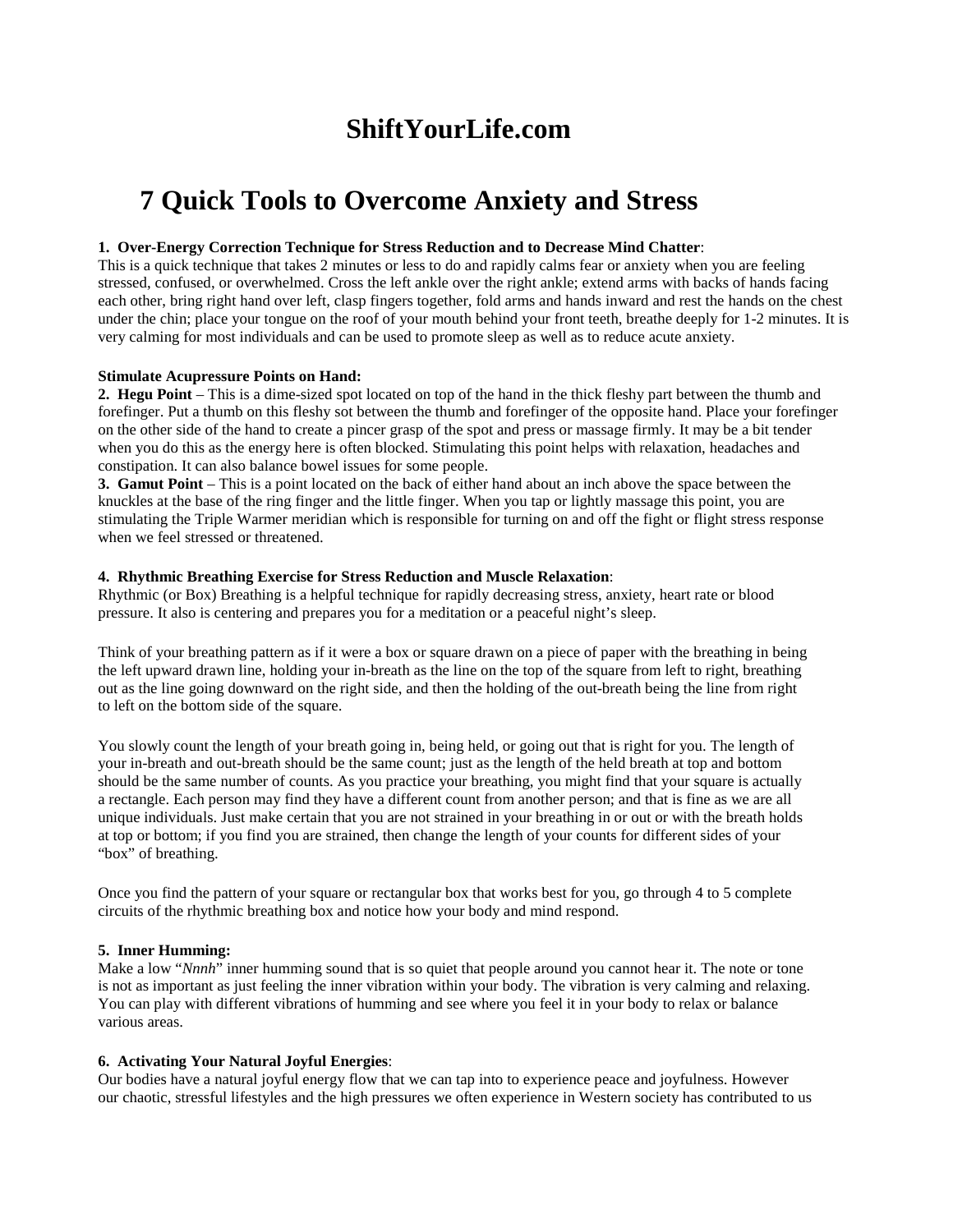# ShiftYourLife.com

## 7 Quick Tools to Overcome Anxiety and Stress

**1. Over-Energy Correction Technique for Stress Reduction and to Decrease Mind Chatter**:
This is a quick technique that takes 2 minutes or less to do and rapidly calms fear or anxiety when you are feeling stressed, confused, or overwhelmed. Cross the left ankle over the right ankle; extend arms with backs of hands facing each other, bring right hand over left, clasp fingers together, fold arms and hands inward and rest the hands on the chest under the chin; place your tongue on the roof of your mouth behind your front teeth, breathe deeply for 1-2 minutes. It is very calming for most individuals and can be used to promote sleep as well as to reduce acute anxiety.

**Stimulate Acupressure Points on Hand:**
**2. Hegu Point** – This is a dime-sized spot located on top of the hand in the thick fleshy part between the thumb and forefinger. Put a thumb on this fleshy sot between the thumb and forefinger of the opposite hand. Place your forefinger on the other side of the hand to create a pincer grasp of the spot and press or massage firmly. It may be a bit tender when you do this as the energy here is often blocked. Stimulating this point helps with relaxation, headaches and constipation. It can also balance bowel issues for some people.
**3. Gamut Point** – This is a point located on the back of either hand about an inch above the space between the knuckles at the base of the ring finger and the little finger. When you tap or lightly massage this point, you are stimulating the Triple Warmer meridian which is responsible for turning on and off the fight or flight stress response when we feel stressed or threatened.

**4. Rhythmic Breathing Exercise for Stress Reduction and Muscle Relaxation**:
Rhythmic (or Box) Breathing is a helpful technique for rapidly decreasing stress, anxiety, heart rate or blood pressure. It also is centering and prepares you for a meditation or a peaceful night's sleep.

Think of your breathing pattern as if it were a box or square drawn on a piece of paper with the breathing in being the left upward drawn line, holding your in-breath as the line on the top of the square from left to right, breathing out as the line going downward on the right side, and then the holding of the out-breath being the line from right to left on the bottom side of the square.

You slowly count the length of your breath going in, being held, or going out that is right for you. The length of your in-breath and out-breath should be the same count; just as the length of the held breath at top and bottom should be the same number of counts. As you practice your breathing, you might find that your square is actually a rectangle. Each person may find they have a different count from another person; and that is fine as we are all unique individuals. Just make certain that you are not strained in your breathing in or out or with the breath holds at top or bottom; if you find you are strained, then change the length of your counts for different sides of your "box" of breathing.

Once you find the pattern of your square or rectangular box that works best for you, go through 4 to 5 complete circuits of the rhythmic breathing box and notice how your body and mind respond.

**5. Inner Humming:**
Make a low "*Nnnh*" inner humming sound that is so quiet that people around you cannot hear it. The note or tone is not as important as just feeling the inner vibration within your body. The vibration is very calming and relaxing. You can play with different vibrations of humming and see where you feel it in your body to relax or balance various areas.

**6. Activating Your Natural Joyful Energies**:
Our bodies have a natural joyful energy flow that we can tap into to experience peace and joyfulness. However our chaotic, stressful lifestyles and the high pressures we often experience in Western society has contributed to us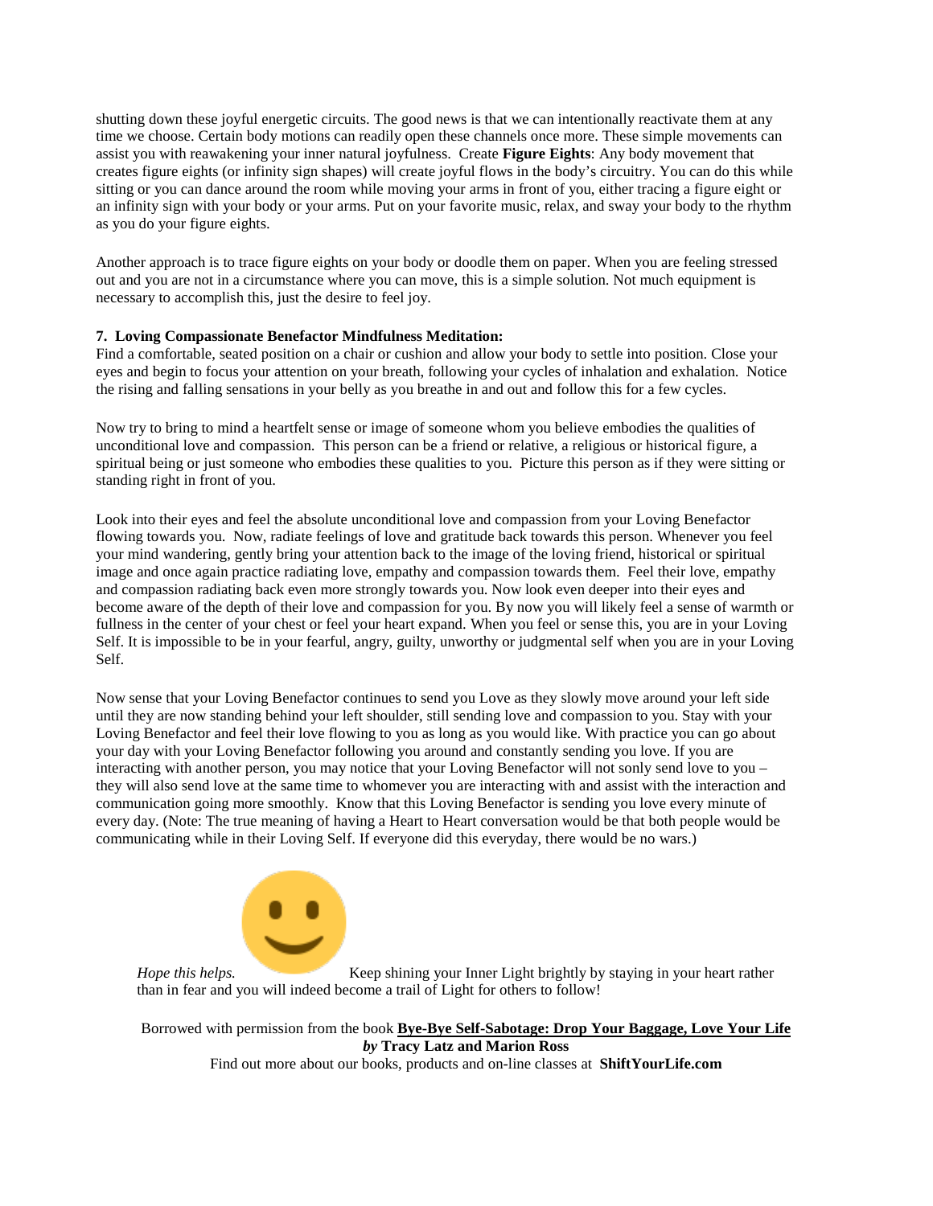shutting down these joyful energetic circuits. The good news is that we can intentionally reactivate them at any time we choose. Certain body motions can readily open these channels once more. These simple movements can assist you with reawakening your inner natural joyfulness. Create **Figure Eights**: Any body movement that creates figure eights (or infinity sign shapes) will create joyful flows in the body's circuitry. You can do this while sitting or you can dance around the room while moving your arms in front of you, either tracing a figure eight or an infinity sign with your body or your arms. Put on your favorite music, relax, and sway your body to the rhythm as you do your figure eights.

Another approach is to trace figure eights on your body or doodle them on paper. When you are feeling stressed out and you are not in a circumstance where you can move, this is a simple solution. Not much equipment is necessary to accomplish this, just the desire to feel joy.

**7. Loving Compassionate Benefactor Mindfulness Meditation:**

Find a comfortable, seated position on a chair or cushion and allow your body to settle into position. Close your eyes and begin to focus your attention on your breath, following your cycles of inhalation and exhalation. Notice the rising and falling sensations in your belly as you breathe in and out and follow this for a few cycles.

Now try to bring to mind a heartfelt sense or image of someone whom you believe embodies the qualities of unconditional love and compassion. This person can be a friend or relative, a religious or historical figure, a spiritual being or just someone who embodies these qualities to you. Picture this person as if they were sitting or standing right in front of you.

Look into their eyes and feel the absolute unconditional love and compassion from your Loving Benefactor flowing towards you. Now, radiate feelings of love and gratitude back towards this person. Whenever you feel your mind wandering, gently bring your attention back to the image of the loving friend, historical or spiritual image and once again practice radiating love, empathy and compassion towards them. Feel their love, empathy and compassion radiating back even more strongly towards you. Now look even deeper into their eyes and become aware of the depth of their love and compassion for you. By now you will likely feel a sense of warmth or fullness in the center of your chest or feel your heart expand. When you feel or sense this, you are in your Loving Self. It is impossible to be in your fearful, angry, guilty, unworthy or judgmental self when you are in your Loving Self.

Now sense that your Loving Benefactor continues to send you Love as they slowly move around your left side until they are now standing behind your left shoulder, still sending love and compassion to you. Stay with your Loving Benefactor and feel their love flowing to you as long as you would like. With practice you can go about your day with your Loving Benefactor following you around and constantly sending you love. If you are interacting with another person, you may notice that your Loving Benefactor will not sonly send love to you – they will also send love at the same time to whomever you are interacting with and assist with the interaction and communication going more smoothly. Know that this Loving Benefactor is sending you love every minute of every day. (Note: The true meaning of having a Heart to Heart conversation would be that both people would be communicating while in their Loving Self. If everyone did this everyday, there would be no wars.)

*Hope this helps.* Keep shining your Inner Light brightly by staying in your heart rather than in fear and you will indeed become a trail of Light for others to follow!

Borrowed with permission from the book **Bye-Bye Self-Sabotage: Drop Your Baggage, Love Your Life** *by* **Tracy Latz and Marion Ross**

Find out more about our books, products and on-line classes at **ShiftYourLife.com**